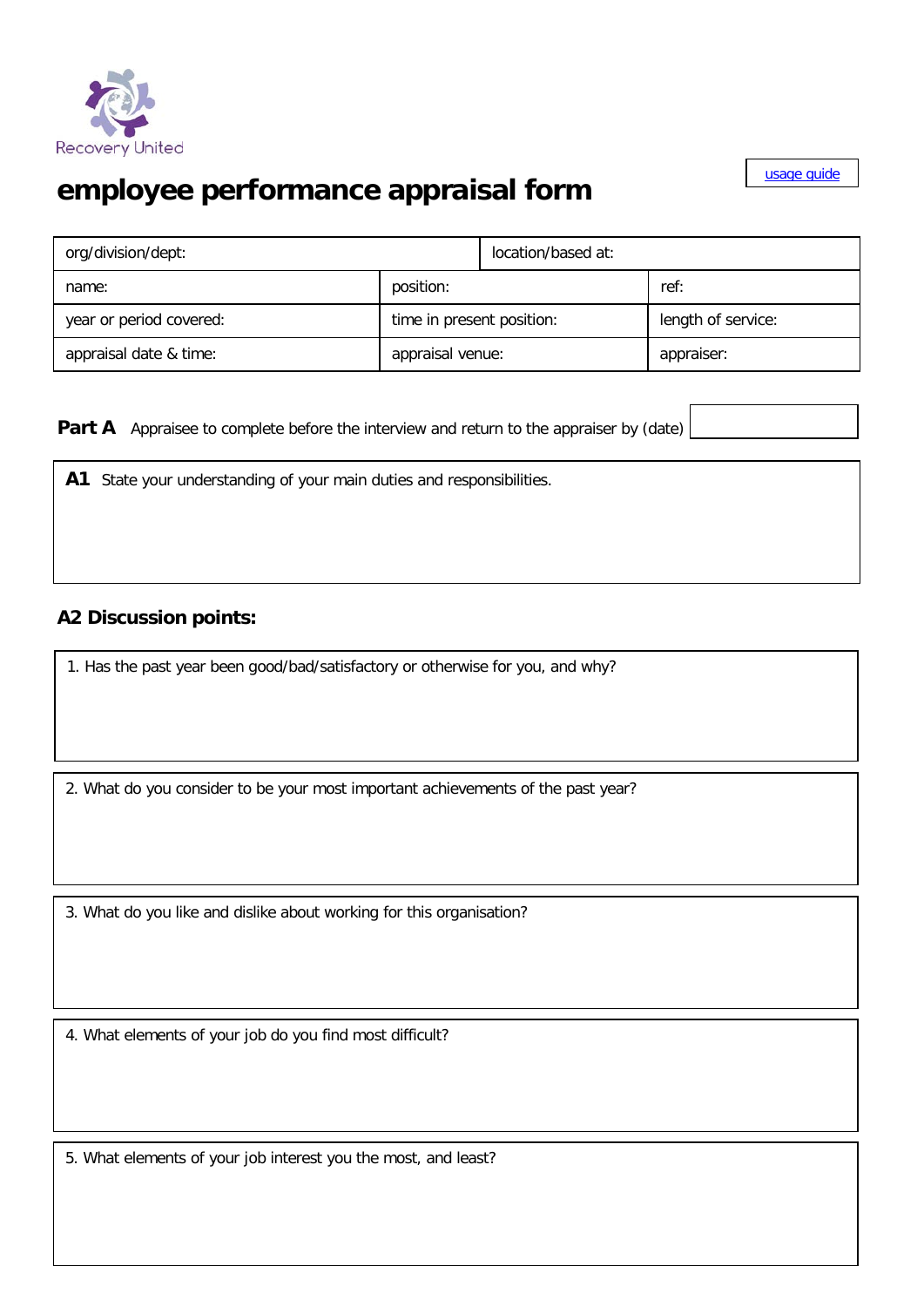Recovery United

usage guide

# employee performance appraisal form

| org/division/dept: | | location/based at: |
|---|---|---|
| name: | position: | ref: |
| year or period covered: | time in present position: | length of service: |
| appraisal date & time: | appraisal venue: | appraiser: |

**Part A** Appraisee to complete before the interview and return to the appraiser by (date)

**A1** State your understanding of your main duties and responsibilities.

## A2 Discussion points:

1. Has the past year been good/bad/satisfactory or otherwise for you, and why?

2. What do you consider to be your most important achievements of the past year?

3. What do you like and dislike about working for this organisation?

4. What elements of your job do you find most difficult?

5. What elements of your job interest you the most, and least?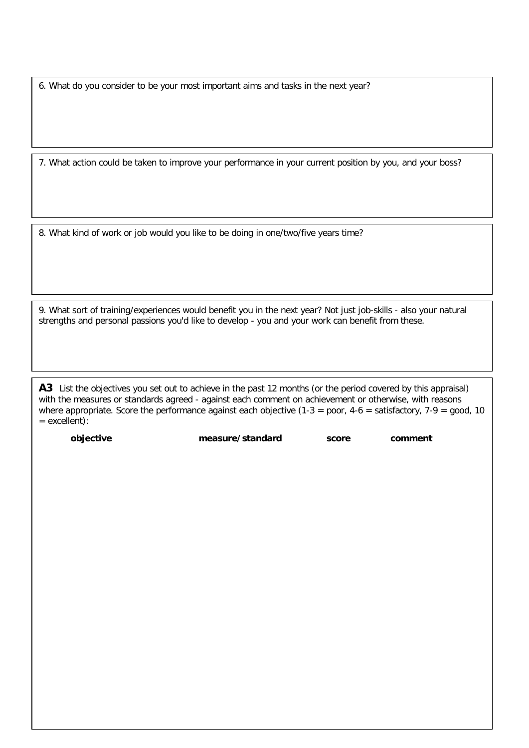6. What do you consider to be your most important aims and tasks in the next year?

7. What action could be taken to improve your performance in your current position by you, and your boss?

8. What kind of work or job would you like to be doing in one/two/five years time?

9. What sort of training/experiences would benefit you in the next year? Not just job-skills - also your natural strengths and personal passions you'd like to develop - you and your work can benefit from these.

**A3** List the objectives you set out to achieve in the past 12 months (or the period covered by this appraisal) with the measures or standards agreed - against each comment on achievement or otherwise, with reasons where appropriate. Score the performance against each objective (1-3 = poor, 4-6 = satisfactory, 7-9 = good, 10 = excellent):

| objective | measure/standard | score | comment |
| --- | --- | --- | --- |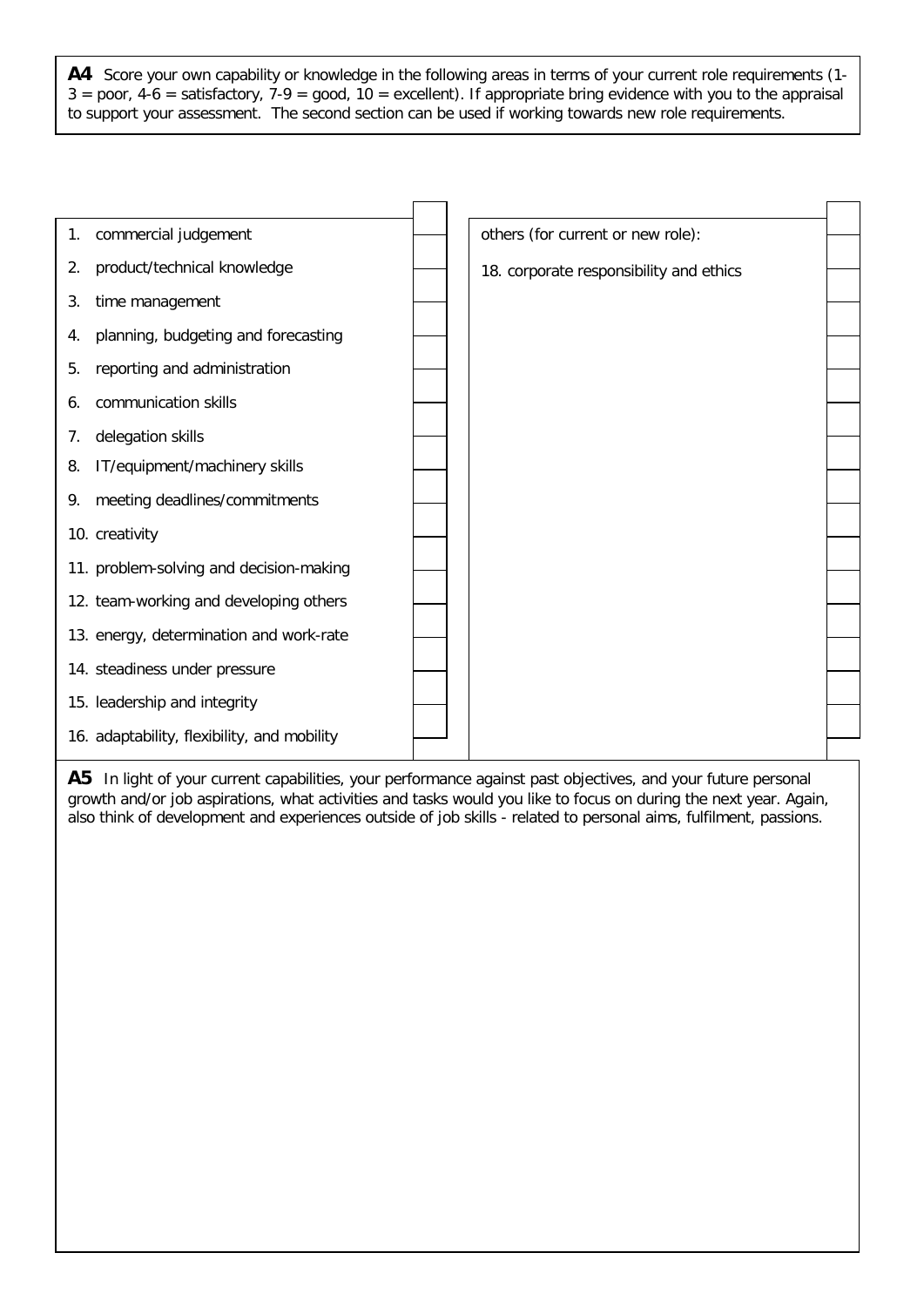**A4** Score your own capability or knowledge in the following areas in terms of your current role requirements (1-3 = poor, 4-6 = satisfactory, 7-9 = good, 10 = excellent). If appropriate bring evidence with you to the appraisal to support your assessment. The second section can be used if working towards new role requirements.

| | Score | | Score |
|---|---|---|---|
| 1. commercial judgement | | others (for current or new role): | |
| 2. product/technical knowledge | | 18. corporate responsibility and ethics | |
| 3. time management | | | |
| 4. planning, budgeting and forecasting | | | |
| 5. reporting and administration | | | |
| 6. communication skills | | | |
| 7. delegation skills | | | |
| 8. IT/equipment/machinery skills | | | |
| 9. meeting deadlines/commitments | | | |
| 10. creativity | | | |
| 11. problem-solving and decision-making | | | |
| 12. team-working and developing others | | | |
| 13. energy, determination and work-rate | | | |
| 14. steadiness under pressure | | | |
| 15. leadership and integrity | | | |
| 16. adaptability, flexibility, and mobility | | | |

**A5** In light of your current capabilities, your performance against past objectives, and your future personal growth and/or job aspirations, what activities and tasks would you like to focus on during the next year. Again, also think of development and experiences outside of job skills - related to personal aims, fulfilment, passions.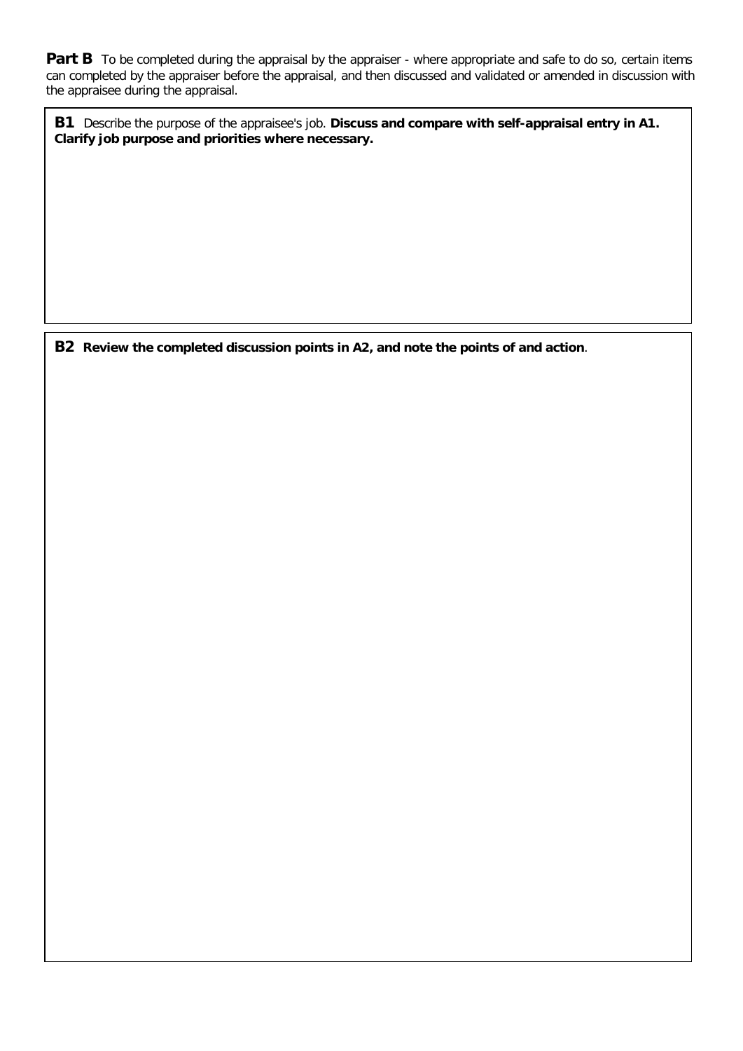**Part B** To be completed during the appraisal by the appraiser - where appropriate and safe to do so, certain items can completed by the appraiser before the appraisal, and then discussed and validated or amended in discussion with the appraisee during the appraisal.

**B1** Describe the purpose of the appraisee's job. **Discuss and compare with self-appraisal entry in A1. Clarify job purpose and priorities where necessary.**

**B2 Review the completed discussion points in A2, and note the points of and action**.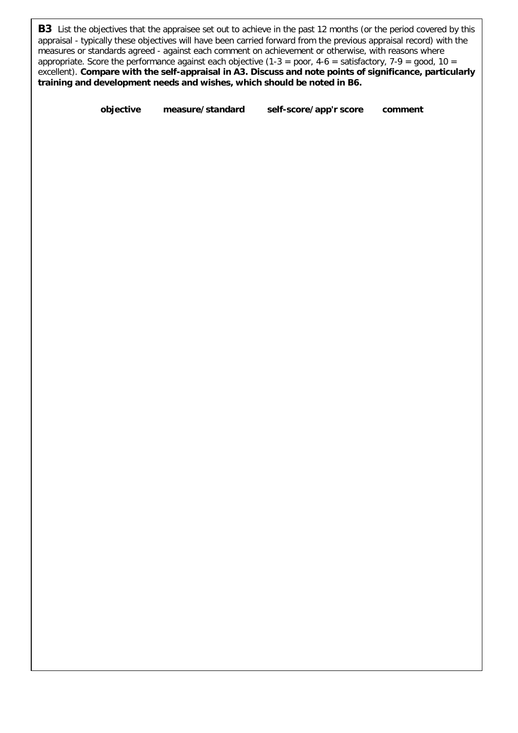**B3** List the objectives that the appraisee set out to achieve in the past 12 months (or the period covered by this appraisal - typically these objectives will have been carried forward from the previous appraisal record) with the measures or standards agreed - against each comment on achievement or otherwise, with reasons where appropriate. Score the performance against each objective (1-3 = poor, 4-6 = satisfactory, 7-9 = good, 10 = excellent). **Compare with the self-appraisal in A3. Discuss and note points of significance, particularly training and development needs and wishes, which should be noted in B6.**

| objective | measure/standard | self-score/app'r score | comment |
| --- | --- | --- | --- |
| | | | |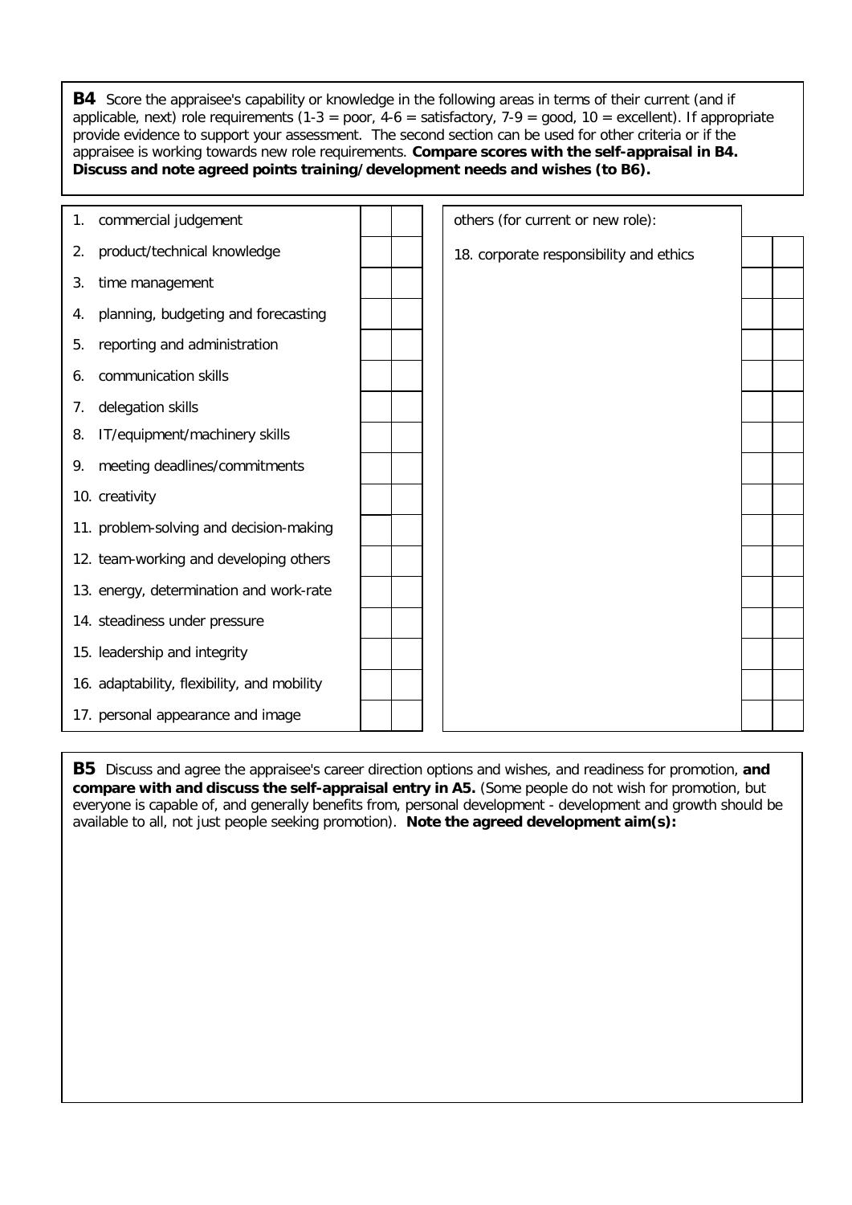**B4** Score the appraisee's capability or knowledge in the following areas in terms of their current (and if applicable, next) role requirements (1-3 = poor, 4-6 = satisfactory, 7-9 = good, 10 = excellent). If appropriate provide evidence to support your assessment. The second section can be used for other criteria or if the appraisee is working towards new role requirements. **Compare scores with the self-appraisal in B4. Discuss and note agreed points training/development needs and wishes (to B6).**

| | | | others (for current or new role): | | |
|---|---|---|---|---|---|
| 1. commercial judgement | | | | | |
| 2. product/technical knowledge | | | 18. corporate responsibility and ethics | | |
| 3. time management | | | | | |
| 4. planning, budgeting and forecasting | | | | | |
| 5. reporting and administration | | | | | |
| 6. communication skills | | | | | |
| 7. delegation skills | | | | | |
| 8. IT/equipment/machinery skills | | | | | |
| 9. meeting deadlines/commitments | | | | | |
| 10. creativity | | | | | |
| 11. problem-solving and decision-making | | | | | |
| 12. team-working and developing others | | | | | |
| 13. energy, determination and work-rate | | | | | |
| 14. steadiness under pressure | | | | | |
| 15. leadership and integrity | | | | | |
| 16. adaptability, flexibility, and mobility | | | | | |
| 17. personal appearance and image | | | | | |

**B5** Discuss and agree the appraisee's career direction options and wishes, and readiness for promotion, **and compare with and discuss the self-appraisal entry in A5.** (Some people do not wish for promotion, but everyone is capable of, and generally benefits from, personal development - development and growth should be available to all, not just people seeking promotion). **Note the agreed development aim(s):**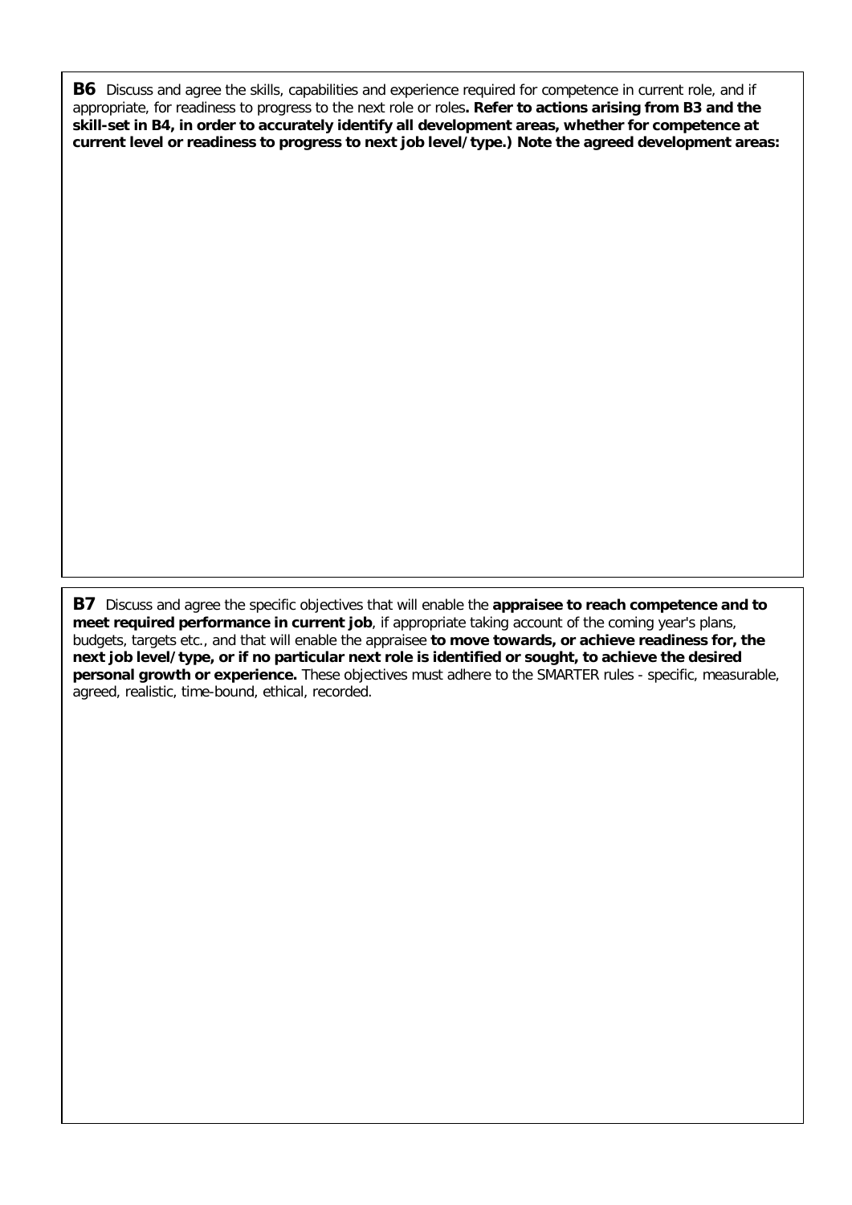**B6** Discuss and agree the skills, capabilities and experience required for competence in current role, and if appropriate, for readiness to progress to the next role or roles**. Refer to actions arising from B3 and the skill-set in B4, in order to accurately identify all development areas, whether for competence at current level or readiness to progress to next job level/type.) Note the agreed development areas:**

**B7** Discuss and agree the specific objectives that will enable the **appraisee to reach competence and to meet required performance in current job**, if appropriate taking account of the coming year's plans, budgets, targets etc., and that will enable the appraisee **to move towards, or achieve readiness for, the next job level/type, or if no particular next role is identified or sought, to achieve the desired personal growth or experience.** These objectives must adhere to the SMARTER rules - specific, measurable, agreed, realistic, time-bound, ethical, recorded.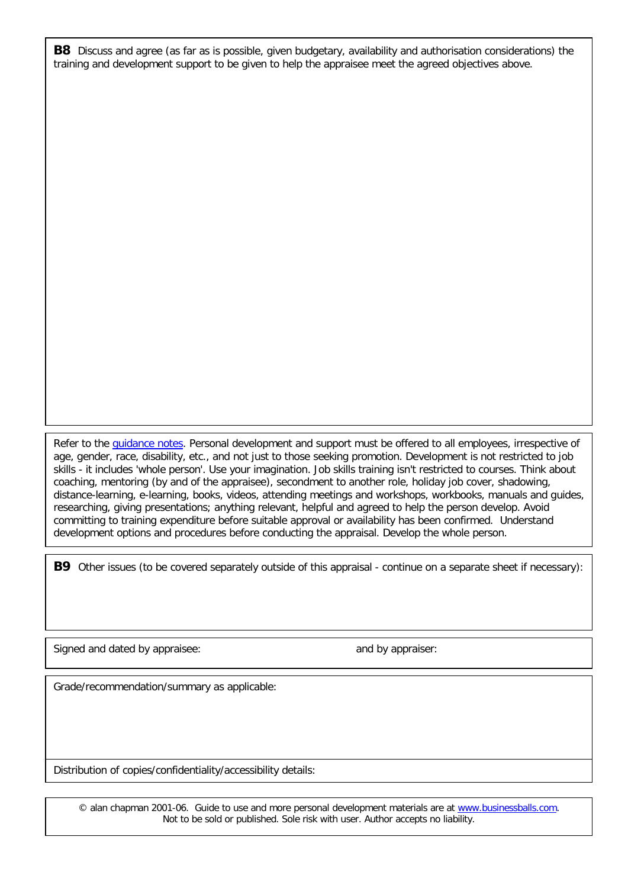**B8** Discuss and agree (as far as is possible, given budgetary, availability and authorisation considerations) the training and development support to be given to help the appraisee meet the agreed objectives above.

Refer to the guidance notes. Personal development and support must be offered to all employees, irrespective of age, gender, race, disability, etc., and not just to those seeking promotion. Development is not restricted to job skills - it includes 'whole person'. Use your imagination. Job skills training isn't restricted to courses. Think about coaching, mentoring (by and of the appraisee), secondment to another role, holiday job cover, shadowing, distance-learning, e-learning, books, videos, attending meetings and workshops, workbooks, manuals and guides, researching, giving presentations; anything relevant, helpful and agreed to help the person develop. Avoid committing to training expenditure before suitable approval or availability has been confirmed. Understand development options and procedures before conducting the appraisal. Develop the whole person.

**B9** Other issues (to be covered separately outside of this appraisal - continue on a separate sheet if necessary):

Signed and dated by appraisee: and by appraiser:

Grade/recommendation/summary as applicable:

Distribution of copies/confidentiality/accessibility details:

© alan chapman 2001-06. Guide to use and more personal development materials are at www.businessballs.com.
Not to be sold or published. Sole risk with user. Author accepts no liability.